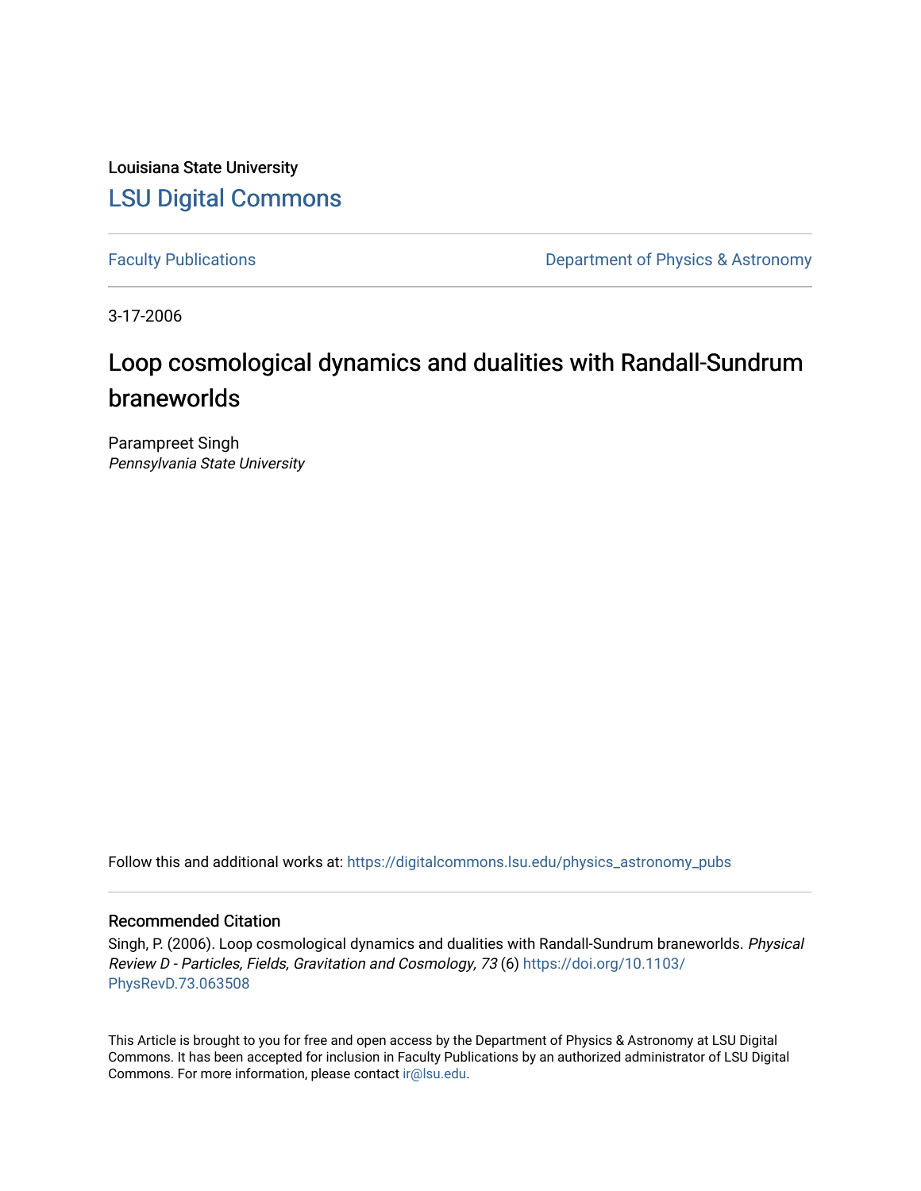Louisiana State University

# LSU Digital Commons

Faculty Publications | Department of Physics & Astronomy

3-17-2006

# Loop cosmological dynamics and dualities with Randall-Sundrum braneworlds

Parampreet Singh
*Pennsylvania State University*

Follow this and additional works at: https://digitalcommons.lsu.edu/physics_astronomy_pubs

## Recommended Citation

Singh, P. (2006). Loop cosmological dynamics and dualities with Randall-Sundrum braneworlds. *Physical Review D - Particles, Fields, Gravitation and Cosmology, 73* (6) https://doi.org/10.1103/PhysRevD.73.063508

This Article is brought to you for free and open access by the Department of Physics & Astronomy at LSU Digital Commons. It has been accepted for inclusion in Faculty Publications by an authorized administrator of LSU Digital Commons. For more information, please contact ir@lsu.edu.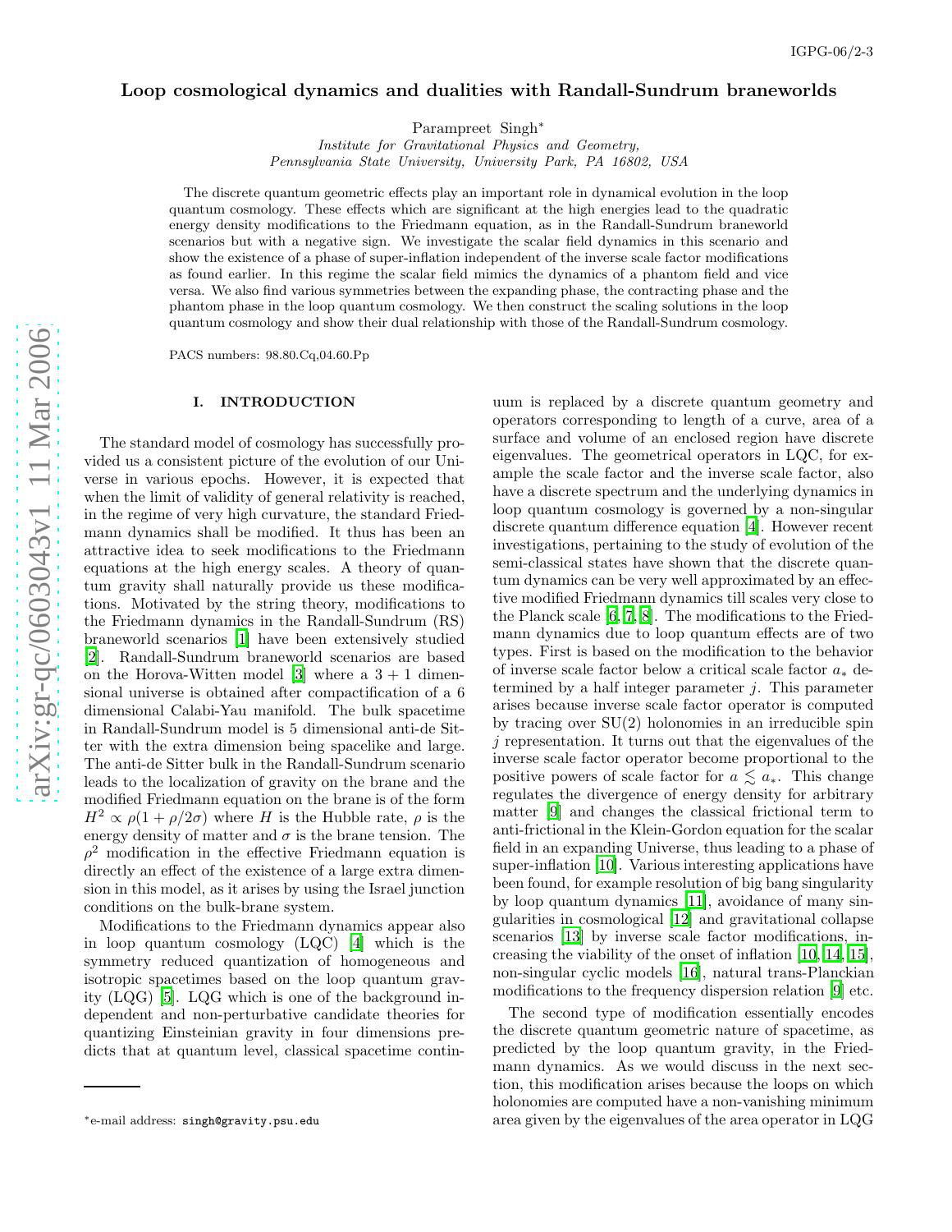# Loop cosmological dynamics and dualities with Randall-Sundrum braneworlds

Parampreet Singh*

*Institute for Gravitational Physics and Geometry, Pennsylvania State University, University Park, PA 16802, USA*

The discrete quantum geometric effects play an important role in dynamical evolution in the loop quantum cosmology. These effects which are significant at the high energies lead to the quadratic energy density modifications to the Friedmann equation, as in the Randall-Sundrum braneworld scenarios but with a negative sign. We investigate the scalar field dynamics in this scenario and show the existence of a phase of super-inflation independent of the inverse scale factor modifications as found earlier. In this regime the scalar field mimics the dynamics of a phantom field and vice versa. We also find various symmetries between the expanding phase, the contracting phase and the phantom phase in the loop quantum cosmology. We then construct the scaling solutions in the loop quantum cosmology and show their dual relationship with those of the Randall-Sundrum cosmology.

PACS numbers: 98.80.Cq,04.60.Pp

## I. INTRODUCTION

The standard model of cosmology has successfully provided us a consistent picture of the evolution of our Universe in various epochs. However, it is expected that when the limit of validity of general relativity is reached, in the regime of very high curvature, the standard Friedmann dynamics shall be modified. It thus has been an attractive idea to seek modifications to the Friedmann equations at the high energy scales. A theory of quantum gravity shall naturally provide us these modifications. Motivated by the string theory, modifications to the Friedmann dynamics in the Randall-Sundrum (RS) braneworld scenarios [1] have been extensively studied [2]. Randall-Sundrum braneworld scenarios are based on the Horova-Witten model [3] where a $3+1$ dimensional universe is obtained after compactification of a 6 dimensional Calabi-Yau manifold. The bulk spacetime in Randall-Sundrum model is 5 dimensional anti-de Sitter with the extra dimension being spacelike and large. The anti-de Sitter bulk in the Randall-Sundrum scenario leads to the localization of gravity on the brane and the modified Friedmann equation on the brane is of the form $H^2 \propto \rho(1+\rho/2\sigma)$ where $H$ is the Hubble rate, $\rho$ is the energy density of matter and $\sigma$ is the brane tension. The $\rho^2$ modification in the effective Friedmann equation is directly an effect of the existence of a large extra dimension in this model, as it arises by using the Israel junction conditions on the bulk-brane system.

Modifications to the Friedmann dynamics appear also in loop quantum cosmology (LQC) [4] which is the symmetry reduced quantization of homogeneous and isotropic spacetimes based on the loop quantum gravity (LQG) [5]. LQG which is one of the background independent and non-perturbative candidate theories for quantizing Einsteinian gravity in four dimensions predicts that at quantum level, classical spacetime continuum is replaced by a discrete quantum geometry and operators corresponding to length of a curve, area of a surface and volume of an enclosed region have discrete eigenvalues. The geometrical operators in LQC, for example the scale factor and the inverse scale factor, also have a discrete spectrum and the underlying dynamics in loop quantum cosmology is governed by a non-singular discrete quantum difference equation [4]. However recent investigations, pertaining to the study of evolution of the semi-classical states have shown that the discrete quantum dynamics can be very well approximated by an effective modified Friedmann dynamics till scales very close to the Planck scale [6, 7, 8]. The modifications to the Friedmann dynamics due to loop quantum effects are of two types. First is based on the modification to the behavior of inverse scale factor below a critical scale factor $a_*$ determined by a half integer parameter $j$. This parameter arises because inverse scale factor operator is computed by tracing over SU(2) holonomies in an irreducible spin $j$ representation. It turns out that the eigenvalues of the inverse scale factor operator become proportional to the positive powers of scale factor for $a \lesssim a_*$. This change regulates the divergence of energy density for arbitrary matter [9] and changes the classical frictional term to anti-frictional in the Klein-Gordon equation for the scalar field in an expanding Universe, thus leading to a phase of super-inflation [10]. Various interesting applications have been found, for example resolution of big bang singularity by loop quantum dynamics [11], avoidance of many singularities in cosmological [12] and gravitational collapse scenarios [13] by inverse scale factor modifications, increasing the viability of the onset of inflation [10, 14, 15], non-singular cyclic models [16], natural trans-Planckian modifications to the frequency dispersion relation [9] etc.

The second type of modification essentially encodes the discrete quantum geometric nature of spacetime, as predicted by the loop quantum gravity, in the Friedmann dynamics. As we would discuss in the next section, this modification arises because the loops on which holonomies are computed have a non-vanishing minimum area given by the eigenvalues of the area operator in LQG

*e-mail address: singh@gravity.psu.edu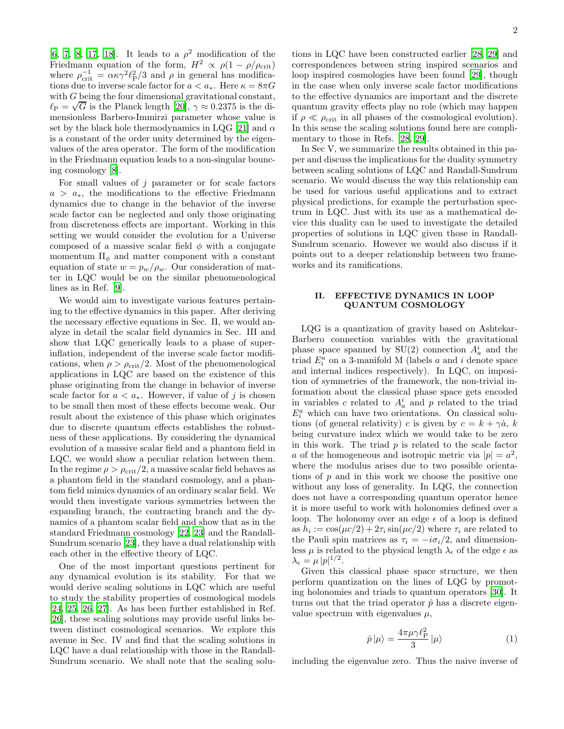[6, 7, 8, 17, 18]. It leads to a $\rho^2$ modification of the Friedmann equation of the form, $H^2 \propto \rho(1 - \rho/\rho_{\rm crit})$ where $\rho_{\rm crit}^{-1} = \alpha\kappa\gamma^2\ell_{\rm P}^2/3$ and $\rho$ in general has modifications due to inverse scale factor for $a < a_*$. Here $\kappa = 8\pi G$ with $G$ being the four dimensional gravitational constant, $\ell_{\rm P} = \sqrt{G}$ is the Planck length [20], $\gamma \approx 0.2375$ is the dimensionless Barbero-Immirzi parameter whose value is set by the black hole thermodynamics in LQG [21] and $\alpha$ is a constant of the order unity determined by the eigenvalues of the area operator. The form of the modification in the Friedmann equation leads to a non-singular bouncing cosmology [8].

For small values of $j$ parameter or for scale factors $a > a_*$, the modifications to the effective Friedmann dynamics due to change in the behavior of the inverse scale factor can be neglected and only those originating from discreteness effects are important. Working in this setting we would consider the evolution for a Universe composed of a massive scalar field $\phi$ with a conjugate momentum $\Pi_\phi$ and matter component with a constant equation of state $w = p_w/\rho_w$. Our consideration of matter in LQC would be on the similar phenomenological lines as in Ref. [9].

We would aim to investigate various features pertaining to the effective dynamics in this paper. After deriving the necessary effective equations in Sec. II, we would analyze in detail the scalar field dynamics in Sec. III and show that LQC generically leads to a phase of super-inflation, independent of the inverse scale factor modifications, when $\rho > \rho_{\rm crit}/2$. Most of the phenomenological applications in LQC are based on the existence of this phase originating from the change in behavior of inverse scale factor for $a < a_*$. However, if value of $j$ is chosen to be small then most of these effects become weak. Our result about the existence of this phase which originates due to discrete quantum effects establishes the robustness of these applications. By considering the dynamical evolution of a massive scalar field and a phantom field in LQC, we would show a peculiar relation between them. In the regime $\rho > \rho_{\rm crit}/2$, a massive scalar field behaves as a phantom field in the standard cosmology, and a phantom field mimics dynamics of an ordinary scalar field. We would then investigate various symmetries between the expanding branch, the contracting branch and the dynamics of a phantom scalar field and show that as in the standard Friedmann cosmology [22, 23] and the Randall-Sundrum scenario [23], they have a dual relationship with each other in the effective theory of LQC.

One of the most important questions pertinent for any dynamical evolution is its stability. For that we would derive scaling solutions in LQC which are useful to study the stability properties of cosmological models [24, 25, 26, 27]. As has been further established in Ref. [26], these scaling solutions may provide useful links between distinct cosmological scenarios. We explore this avenue in Sec. IV and find that the scaling solutions in LQC have a dual relationship with those in the Randall-Sundrum scenario. We shall note that the scaling solutions in LQC have been constructed earlier [28, 29] and correspondences between string inspired scenarios and loop inspired cosmologies have been found [29], though in the case when only inverse scale factor modifications to the effective dynamics are important and the discrete quantum gravity effects play no role (which may happen if $\rho \ll \rho_{\rm crit}$ in all phases of the cosmological evolution). In this sense the scaling solutions found here are complimentary to those in Refs. [28, 29].

In Sec V, we summarize the results obtained in this paper and discuss the implications for the duality symmetry between scaling solutions of LQC and Randall-Sundrum scenario. We would discuss the way this relationship can be used for various useful applications and to extract physical predictions, for example the perturbation spectrum in LQC. Just with its use as a mathematical device this duality can be used to investigate the detailed properties of solutions in LQC given those in Randall-Sundrum scenario. However we would also discuss if it points out to a deeper relationship between two frameworks and its ramifications.

## II. EFFECTIVE DYNAMICS IN LOOP QUANTUM COSMOLOGY

LQG is a quantization of gravity based on Ashtekar-Barbero connection variables with the gravitational phase space spanned by SU(2) connection $A_a^i$ and the triad $E_i^a$ on a 3-manifold M (labels $a$ and $i$ denote space and internal indices respectively). In LQC, on imposition of symmetries of the framework, the non-trivial information about the classical phase space gets encoded in variables $c$ related to $A_a^i$ and $p$ related to the triad $E_i^a$ which can have two orientations. On classical solutions (of general relativity) $c$ is given by $c = k + \gamma\dot{a}$, $k$ being curvature index which we would take to be zero in this work. The triad $p$ is related to the scale factor $a$ of the homogeneous and isotropic metric via $|p| = a^2$, where the modulus arises due to two possible orientations of $p$ and in this work we choose the positive one without any loss of generality. In LQG, the connection does not have a corresponding quantum operator hence it is more useful to work with holonomies defined over a loop. The holonomy over an edge $\epsilon$ of a loop is defined as $h_i := \cos(\mu c/2) + 2\tau_i \sin(\mu c/2)$ where $\tau_i$ are related to the Pauli spin matrices as $\tau_i = -i\sigma_i/2$, and dimensionless $\mu$ is related to the physical length $\lambda_\epsilon$ of the edge $\epsilon$ as $\lambda_\epsilon = \mu\,|p|^{1/2}$.

Given this classical phase space structure, we then perform quantization on the lines of LQG by promoting holonomies and triads to quantum operators [30]. It turns out that the triad operator $\hat{p}$ has a discrete eigenvalue spectrum with eigenvalues $\mu$,

$$\hat{p}\,|\mu\rangle = \frac{4\pi\mu\gamma\ell_{\rm P}^2}{3}\,|\mu\rangle \tag{1}$$

including the eigenvalue zero. Thus the naive inverse of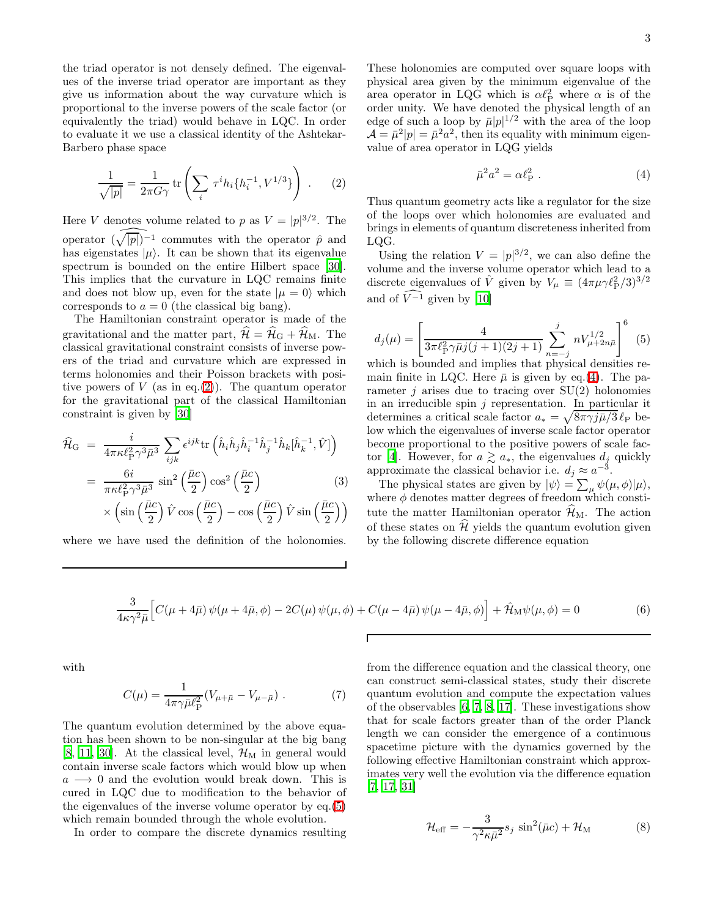the triad operator is not densely defined. The eigenvalues of the inverse triad operator are important as they give us information about the way curvature which is proportional to the inverse powers of the scale factor (or equivalently the triad) would behave in LQC. In order to evaluate it we use a classical identity of the Ashtekar-Barbero phase space

$$\frac{1}{\sqrt{|p|}} = \frac{1}{2\pi G\gamma}\,\mathrm{tr}\left(\sum_i \tau^i h_i \{h_i^{-1}, V^{1/3}\}\right) \ . \tag{2}$$

Here $V$ denotes volume related to $p$ as $V = |p|^{3/2}$. The operator $(\widehat{\sqrt{|p|}})^{-1}$ commutes with the operator $\hat{p}$ and has eigenstates $|\mu\rangle$. It can be shown that its eigenvalue spectrum is bounded on the entire Hilbert space [30]. This implies that the curvature in LQC remains finite and does not blow up, even for the state $|\mu = 0\rangle$ which corresponds to $a = 0$ (the classical big bang).

The Hamiltonian constraint operator is made of the gravitational and the matter part, $\widehat{\mathcal{H}} = \widehat{\mathcal{H}}_{\rm G} + \widehat{\mathcal{H}}_{\rm M}$. The classical gravitational constraint consists of inverse powers of the triad and curvature which are expressed in terms holonomies and their Poisson brackets with positive powers of $V$ (as in eq.(2)). The quantum operator for the gravitational part of the classical Hamiltonian constraint is given by [30]

$$\begin{aligned}
\widehat{\mathcal{H}}_{\rm G} &= \frac{i}{4\pi\kappa\ell_{\rm P}^2\gamma^3\bar{\mu}^3}\sum_{ijk}\epsilon^{ijk}\,\mathrm{tr}\left(\hat{h}_i\hat{h}_j\hat{h}_i^{-1}\hat{h}_j^{-1}\hat{h}_k[\hat{h}_k^{-1},\hat{V}]\right) \\
&= \frac{6i}{\pi\kappa\ell_{\rm P}^2\gamma^3\bar{\mu}^3}\,\sin^2\left(\frac{\bar{\mu}c}{2}\right)\cos^2\left(\frac{\bar{\mu}c}{2}\right) \\
&\quad\times\left(\sin\left(\frac{\bar{\mu}c}{2}\right)\hat{V}\cos\left(\frac{\bar{\mu}c}{2}\right) - \cos\left(\frac{\bar{\mu}c}{2}\right)\hat{V}\sin\left(\frac{\bar{\mu}c}{2}\right)\right)
\end{aligned} \tag{3}$$

where we have used the definition of the holonomies. These holonomies are computed over square loops with physical area given by the minimum eigenvalue of the area operator in LQG which is $\alpha\ell_{\rm P}^2$ where $\alpha$ is of the order unity. We have denoted the physical length of an edge of such a loop by $\bar{\mu}|p|^{1/2}$ with the area of the loop $\mathcal{A} = \bar{\mu}^2|p| = \bar{\mu}^2a^2$, then its equality with minimum eigenvalue of area operator in LQG yields

$$\bar{\mu}^2a^2 = \alpha\ell_{\rm P}^2 \ . \tag{4}$$

Thus quantum geometry acts like a regulator for the size of the loops over which holonomies are evaluated and brings in elements of quantum discreteness inherited from LQG.

Using the relation $V = |p|^{3/2}$, we can also define the volume and the inverse volume operator which lead to a discrete eigenvalues of $\hat{V}$ given by $V_\mu \equiv (4\pi\mu\gamma\ell_{\rm P}^2/3)^{3/2}$ and of $\widehat{V^{-1}}$ given by [10]

$$d_j(\mu) = \left[\frac{4}{3\pi\ell_{\rm P}^2\gamma\bar{\mu}j(j+1)(2j+1)}\sum_{n=-j}^{j} nV_{\mu+2n\bar{\mu}}^{1/2}\right]^6 \tag{5}$$

which is bounded and implies that physical densities remain finite in LQC. Here $\bar{\mu}$ is given by eq.(4). The parameter $j$ arises due to tracing over SU(2) holonomies in an irreducible spin $j$ representation. In particular it determines a critical scale factor $a_* = \sqrt{8\pi\gamma j\bar{\mu}/3}\,\ell_{\rm P}$ below which the eigenvalues of inverse scale factor operator become proportional to the positive powers of scale factor [4]. However, for $a \gtrsim a_*$, the eigenvalues $d_j$ quickly approximate the classical behavior i.e. $d_j \approx a^{-3}$.

The physical states are given by $|\psi\rangle = \sum_\mu \psi(\mu,\phi)|\mu\rangle$, where $\phi$ denotes matter degrees of freedom which constitute the matter Hamiltonian operator $\widehat{\mathcal{H}}_{\rm M}$. The action of these states on $\widehat{\mathcal{H}}$ yields the quantum evolution given by the following discrete difference equation

$$\frac{3}{4\kappa\gamma^2\bar{\mu}}\Big[C(\mu+4\bar{\mu})\,\psi(\mu+4\bar{\mu},\phi) - 2C(\mu)\,\psi(\mu,\phi) + C(\mu-4\bar{\mu})\,\psi(\mu-4\bar{\mu},\phi)\Big] + \hat{\mathcal{H}}_{\rm M}\psi(\mu,\phi) = 0 \tag{6}$$

with

$$C(\mu) = \frac{1}{4\pi\gamma\bar{\mu}\ell_{\rm P}^2}(V_{\mu+\bar{\mu}} - V_{\mu-\bar{\mu}}) \ . \tag{7}$$

The quantum evolution determined by the above equation has been shown to be non-singular at the big bang [8, 11, 30]. At the classical level, $\mathcal{H}_{\rm M}$ in general would contain inverse scale factors which would blow up when $a \longrightarrow 0$ and the evolution would break down. This is cured in LQC due to modification to the behavior of the eigenvalues of the inverse volume operator by eq.(5) which remain bounded through the whole evolution.

In order to compare the discrete dynamics resulting from the difference equation and the classical theory, one can construct semi-classical states, study their discrete quantum evolution and compute the expectation values of the observables [6, 7, 8, 17]. These investigations show that for scale factors greater than of the order Planck length we can consider the emergence of a continuous spacetime picture with the dynamics governed by the following effective Hamiltonian constraint which approximates very well the evolution via the difference equation [7, 17, 31]

$$\mathcal{H}_{\rm eff} = -\frac{3}{\gamma^2\kappa\bar{\mu}^2}s_j\,\sin^2(\bar{\mu}c) + \mathcal{H}_{\rm M} \tag{8}$$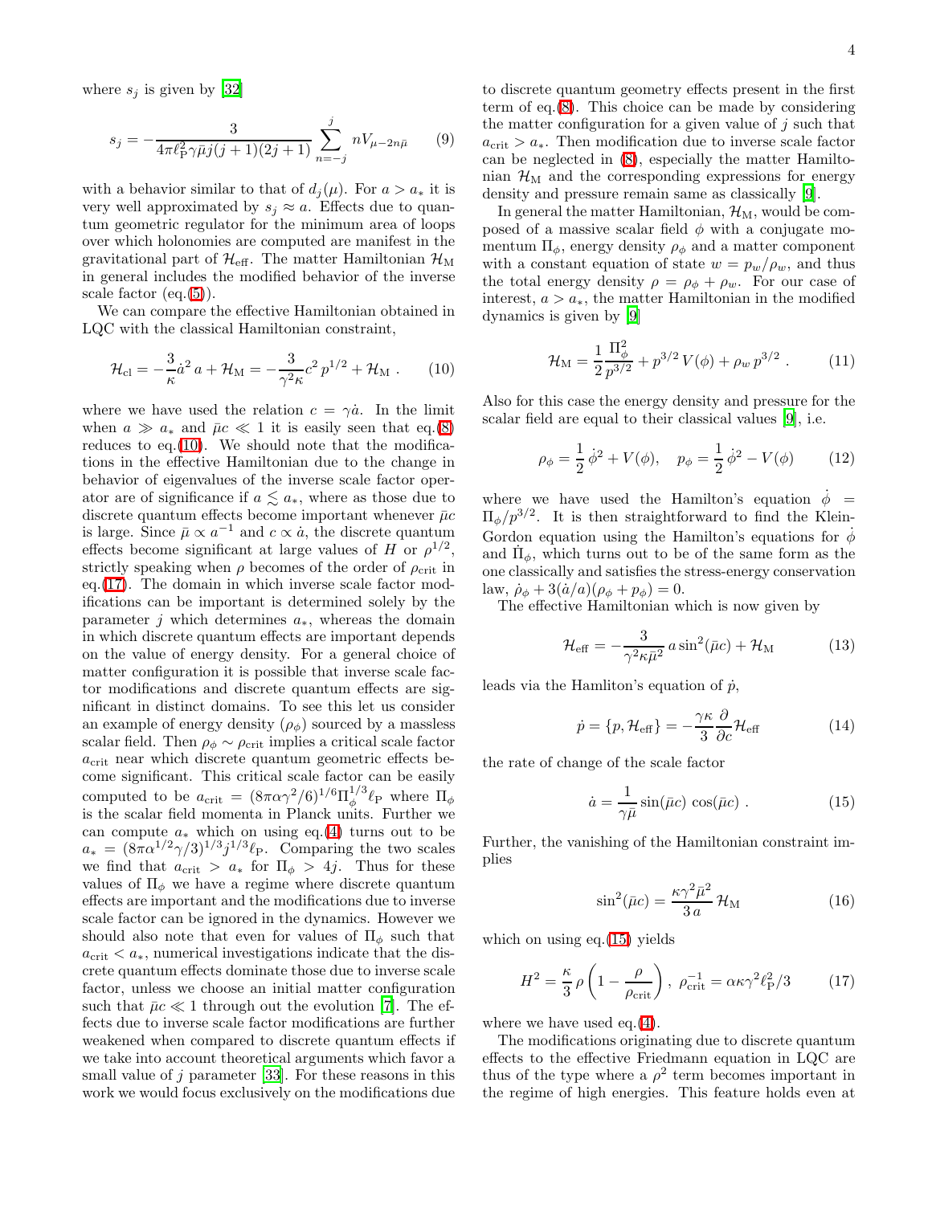where $s_j$ is given by [32]

$$s_j = -\frac{3}{4\pi\ell_{\rm P}^2\gamma\bar\mu j(j+1)(2j+1)} \sum_{n=-j}^{j} n V_{\mu-2n\bar\mu} \qquad (9)$$

with a behavior similar to that of $d_j(\mu)$. For $a > a_*$ it is very well approximated by $s_j \approx a$. Effects due to quantum geometric regulator for the minimum area of loops over which holonomies are computed are manifest in the gravitational part of $\mathcal{H}_{\rm eff}$. The matter Hamiltonian $\mathcal{H}_{\rm M}$ in general includes the modified behavior of the inverse scale factor (eq.(5)).

We can compare the effective Hamiltonian obtained in LQC with the classical Hamiltonian constraint,

$$\mathcal{H}_{\rm cl} = -\frac{3}{\kappa}\dot a^2\, a + \mathcal{H}_{\rm M} = -\frac{3}{\gamma^2\kappa} c^2\, p^{1/2} + \mathcal{H}_{\rm M} \,. \qquad (10)$$

where we have used the relation $c = \gamma \dot a$. In the limit when $a \gg a_*$ and $\bar\mu c \ll 1$ it is easily seen that eq.(8) reduces to eq.(10). We should note that the modifications in the effective Hamiltonian due to the change in behavior of eigenvalues of the inverse scale factor operator are of significance if $a \lesssim a_*$, where as those due to discrete quantum effects become important whenever $\bar\mu c$ is large. Since $\bar\mu \propto a^{-1}$ and $c \propto \dot a$, the discrete quantum effects become significant at large values of $H$ or $\rho^{1/2}$, strictly speaking when $\rho$ becomes of the order of $\rho_{\rm crit}$ in eq.(17). The domain in which inverse scale factor modifications can be important is determined solely by the parameter $j$ which determines $a_*$, whereas the domain in which discrete quantum effects are important depends on the value of energy density. For a general choice of matter configuration it is possible that inverse scale factor modifications and discrete quantum effects are significant in distinct domains. To see this let us consider an example of energy density ($\rho_\phi$) sourced by a massless scalar field. Then $\rho_\phi \sim \rho_{\rm crit}$ implies a critical scale factor $a_{\rm crit}$ near which discrete quantum geometric effects become significant. This critical scale factor can be easily computed to be $a_{\rm crit} = (8\pi\alpha\gamma^2/6)^{1/6}\Pi_\phi^{1/3}\ell_{\rm P}$ where $\Pi_\phi$ is the scalar field momenta in Planck units. Further we can compute $a_*$ which on using eq.(4) turns out to be $a_* = (8\pi\alpha^{1/2}\gamma/3)^{1/3} j^{1/3}\ell_{\rm P}$. Comparing the two scales we find that $a_{\rm crit} > a_*$ for $\Pi_\phi > 4j$. Thus for these values of $\Pi_\phi$ we have a regime where discrete quantum effects are important and the modifications due to inverse scale factor can be ignored in the dynamics. However we should also note that even for values of $\Pi_\phi$ such that $a_{\rm crit} < a_*$, numerical investigations indicate that the discrete quantum effects dominate those due to inverse scale factor, unless we choose an initial matter configuration such that $\bar\mu c \ll 1$ through out the evolution [7]. The effects due to inverse scale factor modifications are further weakened when compared to discrete quantum effects if we take into account theoretical arguments which favor a small value of $j$ parameter [33]. For these reasons in this work we would focus exclusively on the modifications due to discrete quantum geometry effects present in the first term of eq.(8). This choice can be made by considering the matter configuration for a given value of $j$ such that $a_{\rm crit} > a_*$. Then modification due to inverse scale factor can be neglected in (8), especially the matter Hamiltonian $\mathcal{H}_{\rm M}$ and the corresponding expressions for energy density and pressure remain same as classically [9].

In general the matter Hamiltonian, $\mathcal{H}_{\rm M}$, would be composed of a massive scalar field $\phi$ with a conjugate momentum $\Pi_\phi$, energy density $\rho_\phi$ and a matter component with a constant equation of state $w = p_w/\rho_w$, and thus the total energy density $\rho = \rho_\phi + \rho_w$. For our case of interest, $a > a_*$, the matter Hamiltonian in the modified dynamics is given by [9]

$$\mathcal{H}_{\rm M} = \frac{1}{2}\frac{\Pi_\phi^2}{p^{3/2}} + p^{3/2}\, V(\phi) + \rho_w\, p^{3/2} \,. \qquad (11)$$

Also for this case the energy density and pressure for the scalar field are equal to their classical values [9], i.e.

$$\rho_\phi = \frac{1}{2}\,\dot\phi^2 + V(\phi), \quad p_\phi = \frac{1}{2}\,\dot\phi^2 - V(\phi) \qquad (12)$$

where we have used the Hamilton's equation $\dot\phi = \Pi_\phi/p^{3/2}$. It is then straightforward to find the Klein-Gordon equation using the Hamilton's equations for $\dot\phi$ and $\dot\Pi_\phi$, which turns out to be of the same form as the one classically and satisfies the stress-energy conservation law, $\dot\rho_\phi + 3(\dot a/a)(\rho_\phi + p_\phi) = 0$.

The effective Hamiltonian which is now given by

$$\mathcal{H}_{\rm eff} = -\frac{3}{\gamma^2\kappa\bar\mu^2}\, a \sin^2(\bar\mu c) + \mathcal{H}_{\rm M} \qquad (13)$$

leads via the Hamliton's equation of $\dot p$,

$$\dot p = \{p, \mathcal{H}_{\rm eff}\} = -\frac{\gamma\kappa}{3}\frac{\partial}{\partial c}\mathcal{H}_{\rm eff} \qquad (14)$$

the rate of change of the scale factor

$$\dot a = \frac{1}{\gamma\bar\mu}\sin(\bar\mu c)\,\cos(\bar\mu c) \,. \qquad (15)$$

Further, the vanishing of the Hamiltonian constraint implies

$$\sin^2(\bar\mu c) = \frac{\kappa\gamma^2\bar\mu^2}{3\,a}\,\mathcal{H}_{\rm M} \qquad (16)$$

which on using eq.(15) yields

$$H^2 = \frac{\kappa}{3}\,\rho\left(1 - \frac{\rho}{\rho_{\rm crit}}\right), \;\; \rho_{\rm crit}^{-1} = \alpha\kappa\gamma^2\ell_{\rm P}^2/3 \qquad (17)$$

where we have used eq.(4).

The modifications originating due to discrete quantum effects to the effective Friedmann equation in LQC are thus of the type where a $\rho^2$ term becomes important in the regime of high energies. This feature holds even at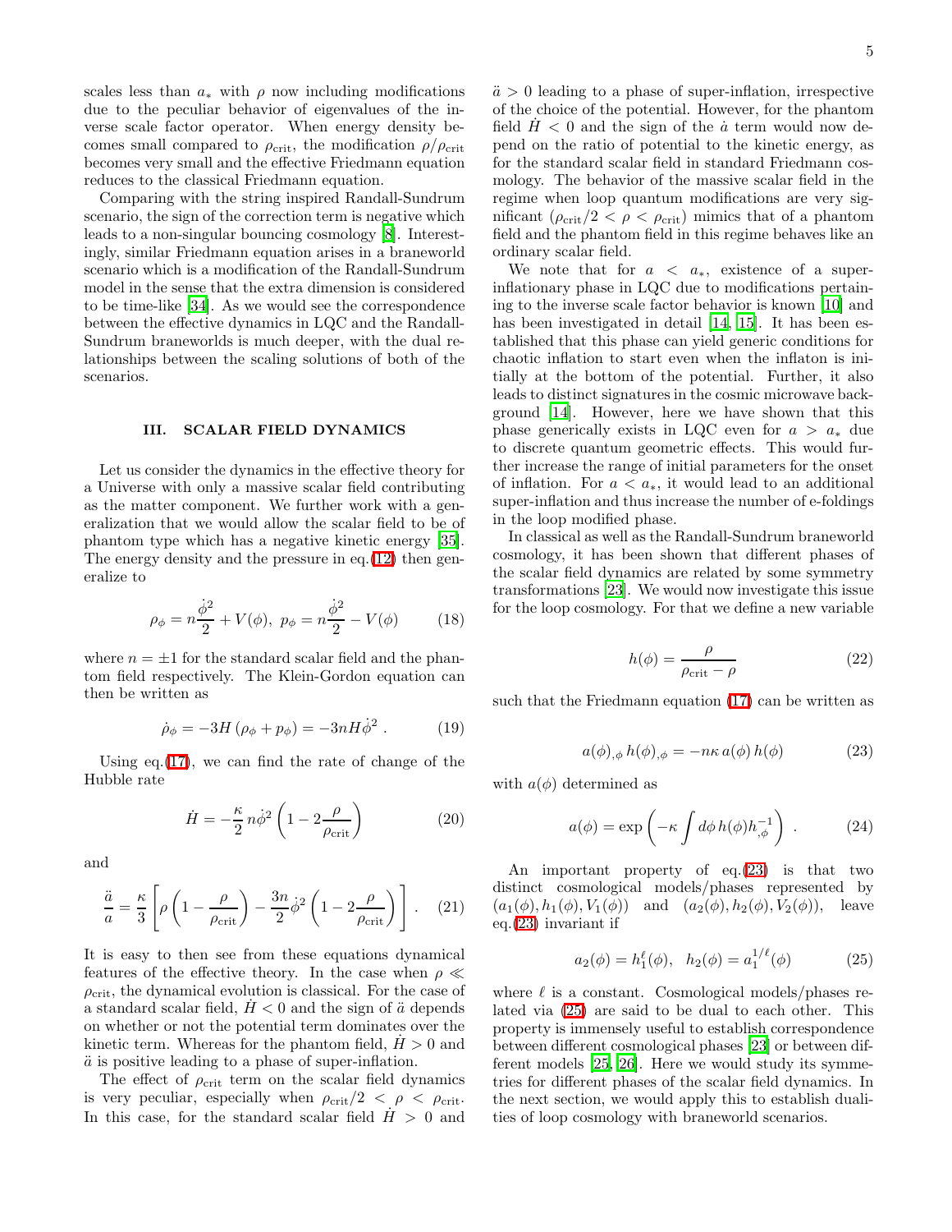scales less than $a_*$ with $\rho$ now including modifications due to the peculiar behavior of eigenvalues of the inverse scale factor operator. When energy density becomes small compared to $\rho_{\rm crit}$, the modification $\rho/\rho_{\rm crit}$ becomes very small and the effective Friedmann equation reduces to the classical Friedmann equation.

Comparing with the string inspired Randall-Sundrum scenario, the sign of the correction term is negative which leads to a non-singular bouncing cosmology [8]. Interestingly, similar Friedmann equation arises in a braneworld scenario which is a modification of the Randall-Sundrum model in the sense that the extra dimension is considered to be time-like [34]. As we would see the correspondence between the effective dynamics in LQC and the Randall-Sundrum braneworlds is much deeper, with the dual relationships between the scaling solutions of both of the scenarios.

## III. SCALAR FIELD DYNAMICS

Let us consider the dynamics in the effective theory for a Universe with only a massive scalar field contributing as the matter component. We further work with a generalization that we would allow the scalar field to be of phantom type which has a negative kinetic energy [35]. The energy density and the pressure in eq.(12) then generalize to

$$\rho_\phi = n\frac{\dot\phi^2}{2} + V(\phi), \;\; p_\phi = n\frac{\dot\phi^2}{2} - V(\phi) \tag{18}$$

where $n = \pm 1$ for the standard scalar field and the phantom field respectively. The Klein-Gordon equation can then be written as

$$\dot\rho_\phi = -3H\left(\rho_\phi + p_\phi\right) = -3nH\dot\phi^2 \, . \tag{19}$$

Using eq.(17), we can find the rate of change of the Hubble rate

$$\dot H = -\frac{\kappa}{2}\, n\dot\phi^2 \left(1 - 2\frac{\rho}{\rho_{\rm crit}}\right) \tag{20}$$

and

$$\frac{\ddot a}{a} = \frac{\kappa}{3}\left[\rho\left(1 - \frac{\rho}{\rho_{\rm crit}}\right) - \frac{3n}{2}\dot\phi^2\left(1 - 2\frac{\rho}{\rho_{\rm crit}}\right)\right] . \tag{21}$$

It is easy to then see from these equations dynamical features of the effective theory. In the case when $\rho \ll \rho_{\rm crit}$, the dynamical evolution is classical. For the case of a standard scalar field, $\dot H < 0$ and the sign of $\ddot a$ depends on whether or not the potential term dominates over the kinetic term. Whereas for the phantom field, $\dot H > 0$ and $\ddot a$ is positive leading to a phase of super-inflation.

The effect of $\rho_{\rm crit}$ term on the scalar field dynamics is very peculiar, especially when $\rho_{\rm crit}/2 < \rho < \rho_{\rm crit}$. In this case, for the standard scalar field $\dot H > 0$ and $\ddot a > 0$ leading to a phase of super-inflation, irrespective of the choice of the potential. However, for the phantom field $\dot H < 0$ and the sign of the $\dot a$ term would now depend on the ratio of potential to the kinetic energy, as for the standard scalar field in standard Friedmann cosmology. The behavior of the massive scalar field in the regime when loop quantum modifications are very significant ($\rho_{\rm crit}/2 < \rho < \rho_{\rm crit}$) mimics that of a phantom field and the phantom field in this regime behaves like an ordinary scalar field.

We note that for $a < a_*$, existence of a super-inflationary phase in LQC due to modifications pertaining to the inverse scale factor behavior is known [10] and has been investigated in detail [14, 15]. It has been established that this phase can yield generic conditions for chaotic inflation to start even when the inflaton is initially at the bottom of the potential. Further, it also leads to distinct signatures in the cosmic microwave background [14]. However, here we have shown that this phase generically exists in LQC even for $a > a_*$ due to discrete quantum geometric effects. This would further increase the range of initial parameters for the onset of inflation. For $a < a_*$, it would lead to an additional super-inflation and thus increase the number of e-foldings in the loop modified phase.

In classical as well as the Randall-Sundrum braneworld cosmology, it has been shown that different phases of the scalar field dynamics are related by some symmetry transformations [23]. We would now investigate this issue for the loop cosmology. For that we define a new variable

$$h(\phi) = \frac{\rho}{\rho_{\rm crit} - \rho} \tag{22}$$

such that the Friedmann equation (17) can be written as

$$a(\phi)_{,\phi}\, h(\phi)_{,\phi} = -n\kappa\, a(\phi)\, h(\phi) \tag{23}$$

with $a(\phi)$ determined as

$$a(\phi) = \exp\left(-\kappa \int d\phi\, h(\phi) h_{,\phi}^{-1}\right) \, . \tag{24}$$

An important property of eq.(23) is that two distinct cosmological models/phases represented by $(a_1(\phi), h_1(\phi), V_1(\phi))$ and $(a_2(\phi), h_2(\phi), V_2(\phi))$, leave eq.(23) invariant if

$$a_2(\phi) = h_1^\ell(\phi), \;\; h_2(\phi) = a_1^{1/\ell}(\phi) \tag{25}$$

where $\ell$ is a constant. Cosmological models/phases related via (25) are said to be dual to each other. This property is immensely useful to establish correspondence between different cosmological phases [23] or between different models [25, 26]. Here we would study its symmetries for different phases of the scalar field dynamics. In the next section, we would apply this to establish dualities of loop cosmology with braneworld scenarios.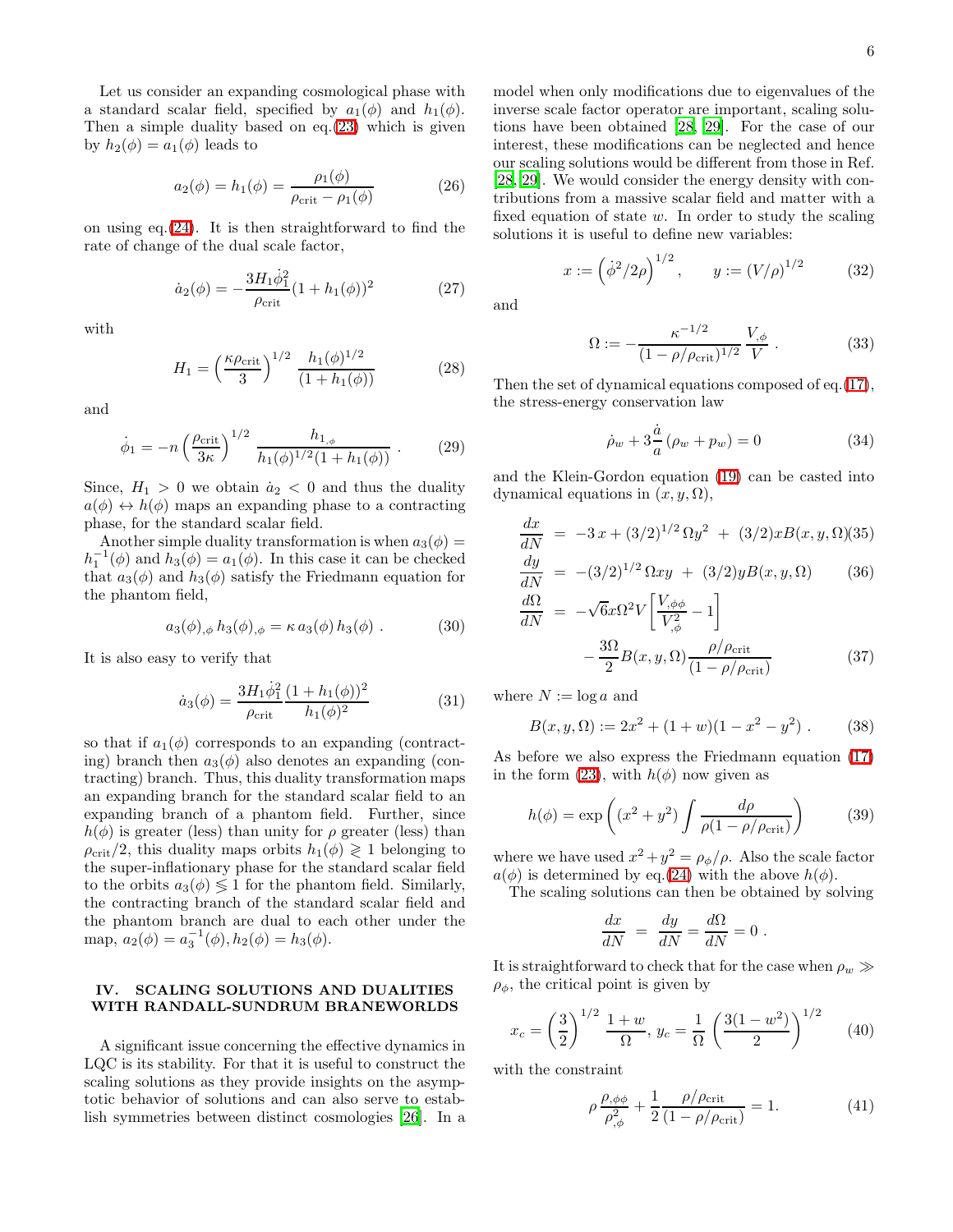Let us consider an expanding cosmological phase with a standard scalar field, specified by $a_1(\phi)$ and $h_1(\phi)$. Then a simple duality based on eq.(23) which is given by $h_2(\phi) = a_1(\phi)$ leads to

$$a_2(\phi) = h_1(\phi) = \frac{\rho_1(\phi)}{\rho_{\rm crit} - \rho_1(\phi)} \tag{26}$$

on using eq.(24). It is then straightforward to find the rate of change of the dual scale factor,

$$\dot{a}_2(\phi) = -\frac{3H_1\dot{\phi}_1^2}{\rho_{\rm crit}}(1+h_1(\phi))^2 \tag{27}$$

with

$$H_1 = \left(\frac{\kappa\rho_{\rm crit}}{3}\right)^{1/2} \frac{h_1(\phi)^{1/2}}{(1+h_1(\phi))} \tag{28}$$

and

$$\dot{\phi}_1 = -n\left(\frac{\rho_{\rm crit}}{3\kappa}\right)^{1/2} \frac{h_{1,\phi}}{h_1(\phi)^{1/2}(1+h_1(\phi))} \,. \tag{29}$$

Since, $H_1 > 0$ we obtain $\dot{a}_2 < 0$ and thus the duality $a(\phi) \leftrightarrow h(\phi)$ maps an expanding phase to a contracting phase, for the standard scalar field.

Another simple duality transformation is when $a_3(\phi) = h_1^{-1}(\phi)$ and $h_3(\phi) = a_1(\phi)$. In this case it can be checked that $a_3(\phi)$ and $h_3(\phi)$ satisfy the Friedmann equation for the phantom field,

$$a_3(\phi)_{,\phi}\, h_3(\phi)_{,\phi} = \kappa\, a_3(\phi)\, h_3(\phi) \,. \tag{30}$$

It is also easy to verify that

$$\dot{a}_3(\phi) = \frac{3H_1\dot{\phi}_1^2}{\rho_{\rm crit}}\frac{(1+h_1(\phi))^2}{h_1(\phi)^2} \tag{31}$$

so that if $a_1(\phi)$ corresponds to an expanding (contracting) branch then $a_3(\phi)$ also denotes an expanding (contracting) branch. Thus, this duality transformation maps an expanding branch for the standard scalar field to an expanding branch of a phantom field. Further, since $h(\phi)$ is greater (less) than unity for $\rho$ greater (less) than $\rho_{\rm crit}/2$, this duality maps orbits $h_1(\phi) \gtrless 1$ belonging to the super-inflationary phase for the standard scalar field to the orbits $a_3(\phi) \lessgtr 1$ for the phantom field. Similarly, the contracting branch of the standard scalar field and the phantom branch are dual to each other under the map, $a_2(\phi) = a_3^{-1}(\phi), h_2(\phi) = h_3(\phi)$.

## IV. SCALING SOLUTIONS AND DUALITIES WITH RANDALL-SUNDRUM BRANEWORLDS

A significant issue concerning the effective dynamics in LQC is its stability. For that it is useful to construct the scaling solutions as they provide insights on the asymptotic behavior of solutions and can also serve to establish symmetries between distinct cosmologies [26]. In a model when only modifications due to eigenvalues of the inverse scale factor operator are important, scaling solutions have been obtained [28, 29]. For the case of our interest, these modifications can be neglected and hence our scaling solutions would be different from those in Ref. [28, 29]. We would consider the energy density with contributions from a massive scalar field and matter with a fixed equation of state $w$. In order to study the scaling solutions it is useful to define new variables:

$$x := \left(\dot{\phi}^2/2\rho\right)^{1/2}, \qquad y := (V/\rho)^{1/2} \tag{32}$$

and

$$\Omega := -\frac{\kappa^{-1/2}}{(1-\rho/\rho_{\rm crit})^{1/2}}\,\frac{V_{,\phi}}{V} \,. \tag{33}$$

Then the set of dynamical equations composed of eq.(17), the stress-energy conservation law

$$\dot{\rho}_w + 3\frac{\dot{a}}{a}\left(\rho_w + p_w\right) = 0 \tag{34}$$

and the Klein-Gordon equation (19) can be casted into dynamical equations in $(x, y, \Omega)$,

$$\frac{dx}{dN} = -3\,x + (3/2)^{1/2}\,\Omega y^2 \;+\; (3/2)xB(x,y,\Omega) \tag{35}$$

$$\frac{dy}{dN} = -(3/2)^{1/2}\,\Omega xy \;+\; (3/2)yB(x,y,\Omega) \tag{36}$$

$$\frac{d\Omega}{dN} = -\sqrt{6}x\Omega^2 V\left[\frac{V_{,\phi\phi}}{V_{,\phi}^2} - 1\right] - \frac{3\Omega}{2}B(x,y,\Omega)\frac{\rho/\rho_{\rm crit}}{(1-\rho/\rho_{\rm crit})} \tag{37}$$

where $N := \log a$ and

$$B(x,y,\Omega) := 2x^2 + (1+w)(1-x^2-y^2) \,. \tag{38}$$

As before we also express the Friedmann equation (17) in the form (23), with $h(\phi)$ now given as

$$h(\phi) = \exp\left((x^2+y^2)\int\frac{d\rho}{\rho(1-\rho/\rho_{\rm crit})}\right) \tag{39}$$

where we have used $x^2 + y^2 = \rho_\phi/\rho$. Also the scale factor $a(\phi)$ is determined by eq.(24) with the above $h(\phi)$.

The scaling solutions can then be obtained by solving

$$\frac{dx}{dN} \;=\; \frac{dy}{dN} = \frac{d\Omega}{dN} = 0 \,.$$

It is straightforward to check that for the case when $\rho_w \gg \rho_\phi$, the critical point is given by

$$x_c = \left(\frac{3}{2}\right)^{1/2}\frac{1+w}{\Omega},\; y_c = \frac{1}{\Omega}\left(\frac{3(1-w^2)}{2}\right)^{1/2} \tag{40}$$

with the constraint

$$\rho\,\frac{\rho_{,\phi\phi}}{\rho_{,\phi}^2} + \frac{1}{2}\frac{\rho/\rho_{\rm crit}}{(1-\rho/\rho_{\rm crit})} = 1. \tag{41}$$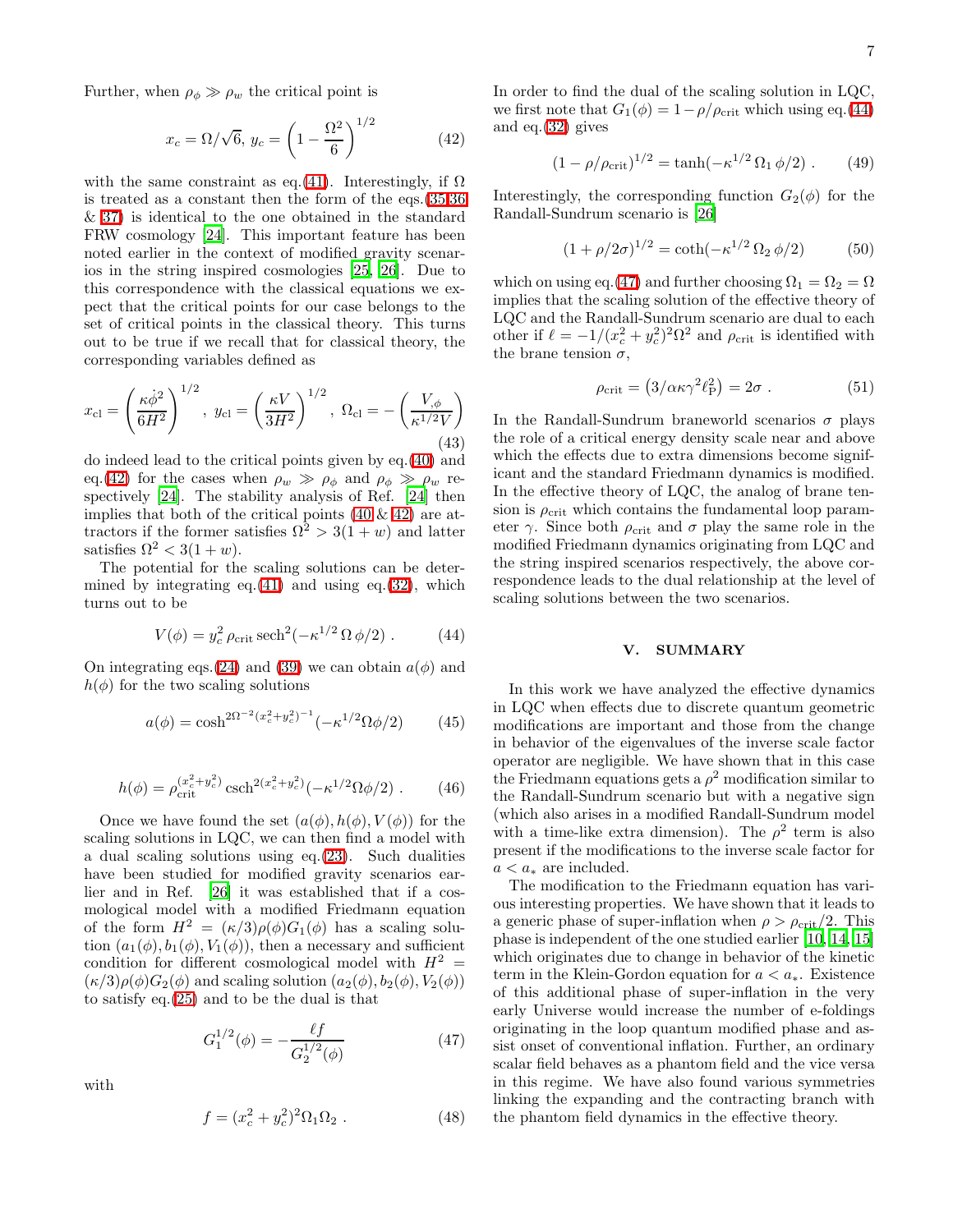Further, when $\rho_\phi \gg \rho_w$ the critical point is

$$x_c = \Omega/\sqrt{6},\; y_c = \left(1 - \frac{\Omega^2}{6}\right)^{1/2} \tag{42}$$

with the same constraint as eq.(41). Interestingly, if $\Omega$ is treated as a constant then the form of the eqs.(35,36 & 37) is identical to the one obtained in the standard FRW cosmology [24]. This important feature has been noted earlier in the context of modified gravity scenarios in the string inspired cosmologies [25, 26]. Due to this correspondence with the classical equations we expect that the critical points for our case belongs to the set of critical points in the classical theory. This turns out to be true if we recall that for classical theory, the corresponding variables defined as

$$x_{\rm cl} = \left(\frac{\kappa\dot{\phi}^2}{6H^2}\right)^{1/2},\; y_{\rm cl} = \left(\frac{\kappa V}{3H^2}\right)^{1/2},\; \Omega_{\rm cl} = -\left(\frac{V_{,\phi}}{\kappa^{1/2}V}\right) \tag{43}$$

do indeed lead to the critical points given by eq.(40) and eq.(42) for the cases when $\rho_w \gg \rho_\phi$ and $\rho_\phi \gg \rho_w$ respectively [24]. The stability analysis of Ref. [24] then implies that both of the critical points (40 & 42) are attractors if the former satisfies $\Omega^2 > 3(1+w)$ and latter satisfies $\Omega^2 < 3(1+w)$.

The potential for the scaling solutions can be determined by integrating eq.(41) and using eq.(32), which turns out to be

$$V(\phi) = y_c^2\, \rho_{\rm crit}\, {\rm sech}^2(-\kappa^{1/2}\,\Omega\,\phi/2)\;. \tag{44}$$

On integrating eqs.(24) and (39) we can obtain $a(\phi)$ and $h(\phi)$ for the two scaling solutions

$$a(\phi) = \cosh^{2\Omega^{-2}(x_c^2+y_c^2)^{-1}}(-\kappa^{1/2}\Omega\phi/2) \tag{45}$$

$$h(\phi) = \rho_{\rm crit}^{(x_c^2+y_c^2)}\,{\rm csch}^{2(x_c^2+y_c^2)}(-\kappa^{1/2}\Omega\phi/2)\;. \tag{46}$$

Once we have found the set $(a(\phi), h(\phi), V(\phi))$ for the scaling solutions in LQC, we can then find a model with a dual scaling solutions using eq.(23). Such dualities have been studied for modified gravity scenarios earlier and in Ref. [26] it was established that if a cosmological model with a modified Friedmann equation of the form $H^2 = (\kappa/3)\rho(\phi)G_1(\phi)$ has a scaling solution $(a_1(\phi), b_1(\phi), V_1(\phi))$, then a necessary and sufficient condition for different cosmological model with $H^2 = (\kappa/3)\rho(\phi)G_2(\phi)$ and scaling solution $(a_2(\phi), b_2(\phi), V_2(\phi))$ to satisfy eq.(25) and to be the dual is that

$$G_1^{1/2}(\phi) = -\frac{\ell f}{G_2^{1/2}(\phi)} \tag{47}$$

with

$$f = (x_c^2 + y_c^2)^2\,\Omega_1\Omega_2\;. \tag{48}$$

In order to find the dual of the scaling solution in LQC, we first note that $G_1(\phi) = 1 - \rho/\rho_{\rm crit}$ which using eq.(44) and eq.(32) gives

$$(1 - \rho/\rho_{\rm crit})^{1/2} = \tanh(-\kappa^{1/2}\,\Omega_1\,\phi/2)\;. \tag{49}$$

Interestingly, the corresponding function $G_2(\phi)$ for the Randall-Sundrum scenario is [26]

$$(1 + \rho/2\sigma)^{1/2} = \coth(-\kappa^{1/2}\,\Omega_2\,\phi/2) \tag{50}$$

which on using eq.(47) and further choosing $\Omega_1 = \Omega_2 = \Omega$ implies that the scaling solution of the effective theory of LQC and the Randall-Sundrum scenario are dual to each other if $\ell = -1/(x_c^2+y_c^2)^2\Omega^2$ and $\rho_{\rm crit}$ is identified with the brane tension $\sigma$,

$$\rho_{\rm crit} = \left(3/\alpha\kappa\gamma^2\ell_{\rm P}^2\right) = 2\sigma\;. \tag{51}$$

In the Randall-Sundrum braneworld scenarios $\sigma$ plays the role of a critical energy density scale near and above which the effects due to extra dimensions become significant and the standard Friedmann dynamics is modified. In the effective theory of LQC, the analog of brane tension is $\rho_{\rm crit}$ which contains the fundamental loop parameter $\gamma$. Since both $\rho_{\rm crit}$ and $\sigma$ play the same role in the modified Friedmann dynamics originating from LQC and the string inspired scenarios respectively, the above correspondence leads to the dual relationship at the level of scaling solutions between the two scenarios.

## V. SUMMARY

In this work we have analyzed the effective dynamics in LQC when effects due to discrete quantum geometric modifications are important and those from the change in behavior of the eigenvalues of the inverse scale factor operator are negligible. We have shown that in this case the Friedmann equations gets a $\rho^2$ modification similar to the Randall-Sundrum scenario but with a negative sign (which also arises in a modified Randall-Sundrum model with a time-like extra dimension). The $\rho^2$ term is also present if the modifications to the inverse scale factor for $a < a_*$ are included.

The modification to the Friedmann equation has various interesting properties. We have shown that it leads to a generic phase of super-inflation when $\rho > \rho_{\rm crit}/2$. This phase is independent of the one studied earlier [10, 14, 15] which originates due to change in behavior of the kinetic term in the Klein-Gordon equation for $a < a_*$. Existence of this additional phase of super-inflation in the very early Universe would increase the number of e-foldings originating in the loop quantum modified phase and assist onset of conventional inflation. Further, an ordinary scalar field behaves as a phantom field and the vice versa in this regime. We have also found various symmetries linking the expanding and the contracting branch with the phantom field dynamics in the effective theory.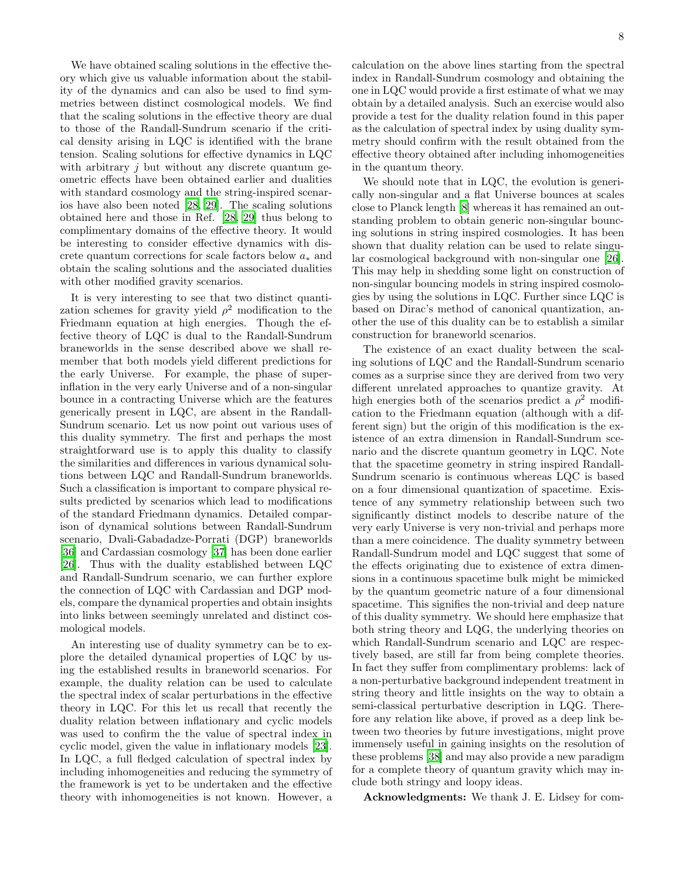We have obtained scaling solutions in the effective theory which give us valuable information about the stability of the dynamics and can also be used to find symmetries between distinct cosmological models. We find that the scaling solutions in the effective theory are dual to those of the Randall-Sundrum scenario if the critical density arising in LQC is identified with the brane tension. Scaling solutions for effective dynamics in LQC with arbitrary $j$ but without any discrete quantum geometric effects have been obtained earlier and dualities with standard cosmology and the string-inspired scenarios have also been noted [28, 29]. The scaling solutions obtained here and those in Ref. [28, 29] thus belong to complimentary domains of the effective theory. It would be interesting to consider effective dynamics with discrete quantum corrections for scale factors below $a_*$ and obtain the scaling solutions and the associated dualities with other modified gravity scenarios.

It is very interesting to see that two distinct quantization schemes for gravity yield $\rho^2$ modification to the Friedmann equation at high energies. Though the effective theory of LQC is dual to the Randall-Sundrum braneworlds in the sense described above we shall remember that both models yield different predictions for the early Universe. For example, the phase of superinflation in the very early Universe and of a non-singular bounce in a contracting Universe which are the features generically present in LQC, are absent in the Randall-Sundrum scenario. Let us now point out various uses of this duality symmetry. The first and perhaps the most straightforward use is to apply this duality to classify the similarities and differences in various dynamical solutions between LQC and Randall-Sundrum braneworlds. Such a classification is important to compare physical results predicted by scenarios which lead to modifications of the standard Friedmann dynamics. Detailed comparison of dynamical solutions between Randall-Sundrum scenario, Dvali-Gabadadze-Porrati (DGP) braneworlds [36] and Cardassian cosmology [37] has been done earlier [26]. Thus with the duality established between LQC and Randall-Sundrum scenario, we can further explore the connection of LQC with Cardassian and DGP models, compare the dynamical properties and obtain insights into links between seemingly unrelated and distinct cosmological models.

An interesting use of duality symmetry can be to explore the detailed dynamical properties of LQC by using the established results in braneworld scenarios. For example, the duality relation can be used to calculate the spectral index of scalar perturbations in the effective theory in LQC. For this let us recall that recently the duality relation between inflationary and cyclic models was used to confirm the the value of spectral index in cyclic model, given the value in inflationary models [23]. In LQC, a full fledged calculation of spectral index by including inhomogeneities and reducing the symmetry of the framework is yet to be undertaken and the effective theory with inhomogeneities is not known. However, a calculation on the above lines starting from the spectral index in Randall-Sundrum cosmology and obtaining the one in LQC would provide a first estimate of what we may obtain by a detailed analysis. Such an exercise would also provide a test for the duality relation found in this paper as the calculation of spectral index by using duality symmetry should confirm with the result obtained from the effective theory obtained after including inhomogeneities in the quantum theory.

We should note that in LQC, the evolution is generically non-singular and a flat Universe bounces at scales close to Planck length [8] whereas it has remained an outstanding problem to obtain generic non-singular bouncing solutions in string inspired cosmologies. It has been shown that duality relation can be used to relate singular cosmological background with non-singular one [26]. This may help in shedding some light on construction of non-singular bouncing models in string inspired cosmologies by using the solutions in LQC. Further since LQC is based on Dirac's method of canonical quantization, another the use of this duality can be to establish a similar construction for braneworld scenarios.

The existence of an exact duality between the scaling solutions of LQC and the Randall-Sundrum scenario comes as a surprise since they are derived from two very different unrelated approaches to quantize gravity. At high energies both of the scenarios predict a $\rho^2$ modification to the Friedmann equation (although with a different sign) but the origin of this modification is the existence of an extra dimension in Randall-Sundrum scenario and the discrete quantum geometry in LQC. Note that the spacetime geometry in string inspired Randall-Sundrum scenario is continuous whereas LQC is based on a four dimensional quantization of spacetime. Existence of any symmetry relationship between such two significantly distinct models to describe nature of the very early Universe is very non-trivial and perhaps more than a mere coincidence. The duality symmetry between Randall-Sundrum model and LQC suggest that some of the effects originating due to existence of extra dimensions in a continuous spacetime bulk might be mimicked by the quantum geometric nature of a four dimensional spacetime. This signifies the non-trivial and deep nature of this duality symmetry. We should here emphasize that both string theory and LQG, the underlying theories on which Randall-Sundrum scenario and LQC are respectively based, are still far from being complete theories. In fact they suffer from complimentary problems: lack of a non-perturbative background independent treatment in string theory and little insights on the way to obtain a semi-classical perturbative description in LQG. Therefore any relation like above, if proved as a deep link between two theories by future investigations, might prove immensely useful in gaining insights on the resolution of these problems [38] and may also provide a new paradigm for a complete theory of quantum gravity which may include both stringy and loopy ideas.

**Acknowledgments:** We thank J. E. Lidsey for com-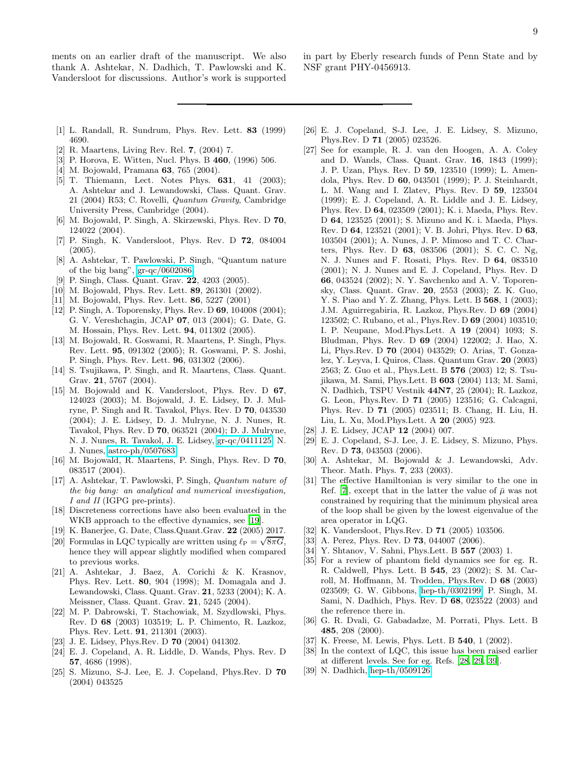ments on an earlier draft of the manuscript. We also thank A. Ashtekar, N. Dadhich, T. Pawlowski and K. Vandersloot for discussions. Author's work is supported in part by Eberly research funds of Penn State and by NSF grant PHY-0456913.

---

[1] L. Randall, R. Sundrum, Phys. Rev. Lett. **83** (1999) 4690.

[2] R. Maartens, Living Rev. Rel. **7**, (2004) 7.

[3] P. Horova, E. Witten, Nucl. Phys. B **460**, (1996) 506.

[4] M. Bojowald, Pramana **63**, 765 (2004).

[5] T. Thiemann, Lect. Notes Phys. **631**, 41 (2003); A. Ashtekar and J. Lewandowski, Class. Quant. Grav. 21 (2004) R53; C. Rovelli, *Quantum Gravity*, Cambridge University Press, Cambridge (2004).

[6] M. Bojowald, P. Singh, A. Skirzewski, Phys. Rev. D **70**, 124022 (2004).

[7] P. Singh, K. Vandersloot, Phys. Rev. D **72**, 084004 (2005).

[8] A. Ashtekar, T. Pawlowski, P. Singh, "Quantum nature of the big bang", gr-qc/0602086.

[9] P. Singh, Class. Quant. Grav. **22**, 4203 (2005).

[10] M. Bojowald, Phys. Rev. Lett. **89**, 261301 (2002).

[11] M. Bojowald, Phys. Rev. Lett. **86**, 5227 (2001)

[12] P. Singh, A. Toporensky, Phys. Rev. D **69**, 104008 (2004); G. V. Vereshchagin, JCAP **07**, 013 (2004); G. Date, G. M. Hossain, Phys. Rev. Lett. **94**, 011302 (2005).

[13] M. Bojowald, R. Goswami, R. Maartens, P. Singh, Phys. Rev. Lett. **95**, 091302 (2005); R. Goswami, P. S. Joshi, P. Singh, Phys. Rev. Lett. **96**, 031302 (2006).

[14] S. Tsujikawa, P. Singh, and R. Maartens, Class. Quant. Grav. **21**, 5767 (2004).

[15] M. Bojowald and K. Vandersloot, Phys. Rev. D **67**, 124023 (2003); M. Bojowald, J. E. Lidsey, D. J. Mulryne, P. Singh and R. Tavakol, Phys. Rev. D **70**, 043530 (2004); J. E. Lidsey, D. J. Mulryne, N. J. Nunes, R. Tavakol, Phys. Rev. D **70**, 063521 (2004); D. J. Mulryne, N. J. Nunes, R. Tavakol, J. E. Lidsey, gr-qc/0411125; N. J. Nunes, astro-ph/0507683.

[16] M. Bojowald, R. Maartens, P. Singh, Phys. Rev. D **70**, 083517 (2004).

[17] A. Ashtekar, T. Pawlowski, P. Singh, *Quantum nature of the big bang: an analytical and numerical investigation, I and II* (IGPG pre-prints).

[18] Discreteness corrections have also been evaluated in the WKB approach to the effective dynamics, see [19].

[19] K. Banerjee, G. Date, Class.Quant.Grav. **22** (2005) 2017.

[20] Formulas in LQC typically are written using $\ell_{\rm P} = \sqrt{8\pi G}$, hence they will appear slightly modified when compared to previous works.

[21] A. Ashtekar, J. Baez, A. Corichi & K. Krasnov, Phys. Rev. Lett. **80**, 904 (1998); M. Domagala and J. Lewandowski, Class. Quant. Grav. **21**, 5233 (2004); K. A. Meissner, Class. Quant. Grav. **21**, 5245 (2004).

[22] M. P. Dabrowski, T. Stachowiak, M. Szydlowski, Phys. Rev. D **68** (2003) 103519; L. P. Chimento, R. Lazkoz, Phys. Rev. Lett. **91**, 211301 (2003).

[23] J. E. Lidsey, Phys.Rev. D **70** (2004) 041302.

[24] E. J. Copeland, A. R. Liddle, D. Wands, Phys. Rev. D **57**, 4686 (1998).

[25] S. Mizuno, S-J. Lee, E. J. Copeland, Phys.Rev. D **70** (2004) 043525

[26] E. J. Copeland, S-J. Lee, J. E. Lidsey, S. Mizuno, Phys.Rev. D **71** (2005) 023526.

[27] See for example, R. J. van den Hoogen, A. A. Coley and D. Wands, Class. Quant. Grav. **16**, 1843 (1999); J. P. Uzan, Phys. Rev. D **59**, 123510 (1999); L. Amendola, Phys. Rev. D **60**, 043501 (1999); P. J. Steinhardt, L. M. Wang and I. Zlatev, Phys. Rev. D **59**, 123504 (1999); E. J. Copeland, A. R. Liddle and J. E. Lidsey, Phys. Rev. D **64**, 023509 (2001); K. i. Maeda, Phys. Rev. D **64**, 123525 (2001); S. Mizuno and K. i. Maeda, Phys. Rev. D **64**, 123521 (2001); V. B. Johri, Phys. Rev. D **63**, 103504 (2001); A. Nunes, J. P. Mimoso and T. C. Charters, Phys. Rev. D **63**, 083506 (2001); S. C. C. Ng, N. J. Nunes and F. Rosati, Phys. Rev. D **64**, 083510 (2001); N. J. Nunes and E. J. Copeland, Phys. Rev. D **66**, 043524 (2002); N. Y. Savchenko and A. V. Toporensky, Class. Quant. Grav. **20**, 2553 (2003); Z. K. Guo, Y. S. Piao and Y. Z. Zhang, Phys. Lett. B **568**, 1 (2003); J.M. Aguirregabiria, R. Lazkoz, Phys.Rev. D **69** (2004) 123502; C. Rubano, et al., Phys.Rev. D **69** (2004) 103510; I. P. Neupane, Mod.Phys.Lett. A **19** (2004) 1093; S. Bludman, Phys. Rev. D **69** (2004) 122002; J. Hao, X. Li, Phys.Rev. D **70** (2004) 043529; O. Arias, T. Gonzalez, Y. Leyva, I. Quiros, Class. Quantum Grav. **20** (2003) 2563; Z. Guo et al., Phys.Lett. B **576** (2003) 12; S. Tsujikawa, M. Sami, Phys.Lett. B **603** (2004) 113; M. Sami, N. Dadhich, TSPU Vestnik **44N7**, 25 (2004); R. Lazkoz, G. Leon, Phys.Rev. D **71** (2005) 123516; G. Calcagni, Phys. Rev. D **71** (2005) 023511; B. Chang, H. Liu, L. Xu, Mod.Phys.Lett. A **20** (2005) 923.

[28] J. E. Lidsey, JCAP **12** (2004) 007.

[29] E. J. Copeland, S-J. Lee, J. E. Lidsey, S. Mizuno, Phys. Rev. D **73**, 043503 (2006).

[30] A. Ashtekar, M. Bojowald & J. Lewandowski, Adv. Theor. Math. Phys. **7**, 233 (2003).

[31] The effective Hamiltonian is very similar to the one in Ref. [7], except that in the latter the value of $\bar{\mu}$ was not constrained by requiring that the minimum physical area of the loop shall be given by the lowest eigenvalue of the area operator in LQG.

[32] K. Vandersloot, Phys.Rev. D **71** (2005) 103506.

[33] A. Perez, Phys. Rev. D **73**, 044007 (2006).

[34] Y. Shtanov, V. Sahni, Phys.Lett. B **557** (2003) 1.

[35] For a review of phantom field dynamics see for eg. R. R. Caldwell, Phys. Lett. B **545**, 23 (2002); S. M. Carroll, M. Hoffmann, M. Trodden, Phys.Rev. D **68** (2003) 023509; G. W. Gibbons, hep-th/0302199; P. Singh, M. Sami, N. Dadhich, Phys. Rev. D **68**, 023522 (2003) and the reference there in.

[36] G. R. Dvali, G. Gabadadze, M. Porrati, Phys. Lett. B **485**, 208 (2000).

[37] K. Freese, M. Lewis, Phys. Lett. B **540**, 1 (2002).

[38] In the context of LQC, this issue has been raised earlier at different levels. See for eg. Refs. [28, 29, 39].

[39] N. Dadhich, hep-th/0509126.